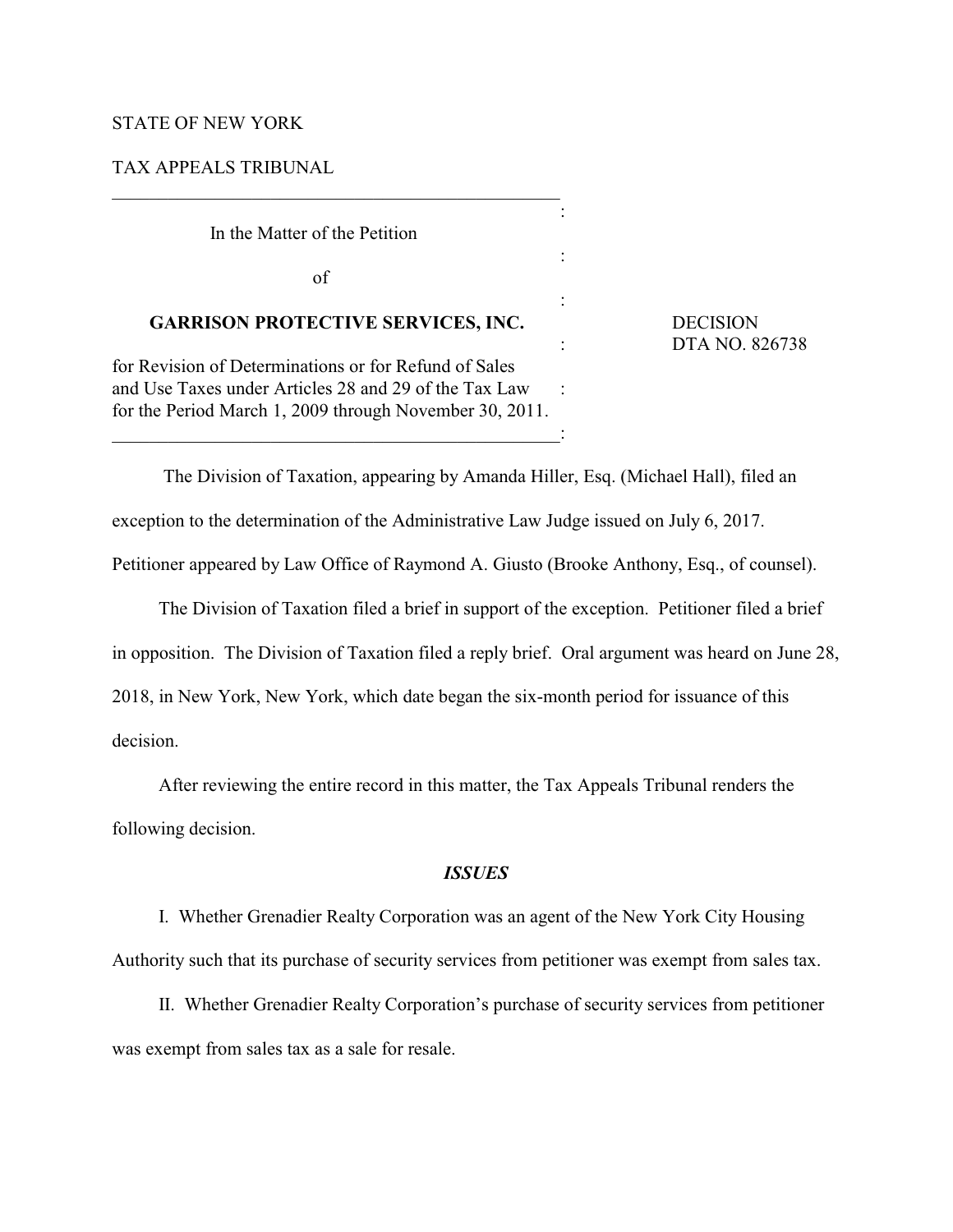STATE OF NEW YORK

TAX APPEALS TRIBUNAL

In the Matter of the Petition

of

**GARRISON PROTECTIVE SERVICES, INC.**

for Revision of Determinations or for Refund of Sales and Use Taxes under Articles 28 and 29 of the Tax Law for the Period March 1, 2009 through November 30, 2011.

DECISION
DTA NO. 826738

The Division of Taxation, appearing by Amanda Hiller, Esq. (Michael Hall), filed an exception to the determination of the Administrative Law Judge issued on July 6, 2017. Petitioner appeared by Law Office of Raymond A. Giusto (Brooke Anthony, Esq., of counsel).

The Division of Taxation filed a brief in support of the exception. Petitioner filed a brief in opposition. The Division of Taxation filed a reply brief. Oral argument was heard on June 28, 2018, in New York, New York, which date began the six-month period for issuance of this decision.

After reviewing the entire record in this matter, the Tax Appeals Tribunal renders the following decision.

## *ISSUES*

I. Whether Grenadier Realty Corporation was an agent of the New York City Housing Authority such that its purchase of security services from petitioner was exempt from sales tax.

II. Whether Grenadier Realty Corporation's purchase of security services from petitioner was exempt from sales tax as a sale for resale.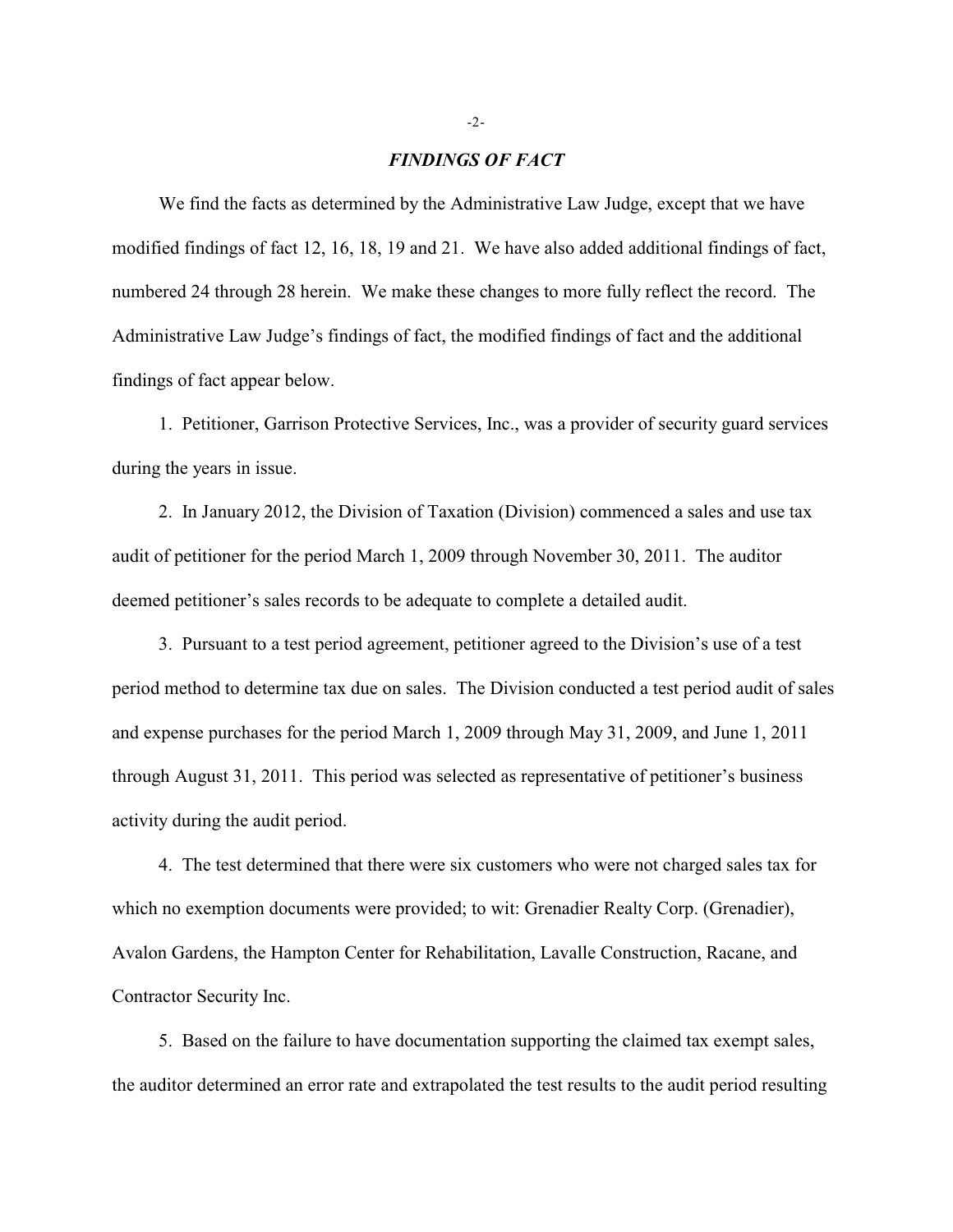## *FINDINGS OF FACT*

We find the facts as determined by the Administrative Law Judge, except that we have modified findings of fact 12, 16, 18, 19 and 21. We have also added additional findings of fact, numbered 24 through 28 herein. We make these changes to more fully reflect the record. The Administrative Law Judge's findings of fact, the modified findings of fact and the additional findings of fact appear below.

1. Petitioner, Garrison Protective Services, Inc., was a provider of security guard services during the years in issue.

2. In January 2012, the Division of Taxation (Division) commenced a sales and use tax audit of petitioner for the period March 1, 2009 through November 30, 2011. The auditor deemed petitioner's sales records to be adequate to complete a detailed audit.

3. Pursuant to a test period agreement, petitioner agreed to the Division's use of a test period method to determine tax due on sales. The Division conducted a test period audit of sales and expense purchases for the period March 1, 2009 through May 31, 2009, and June 1, 2011 through August 31, 2011. This period was selected as representative of petitioner's business activity during the audit period.

4. The test determined that there were six customers who were not charged sales tax for which no exemption documents were provided; to wit: Grenadier Realty Corp. (Grenadier), Avalon Gardens, the Hampton Center for Rehabilitation, Lavalle Construction, Racane, and Contractor Security Inc.

5. Based on the failure to have documentation supporting the claimed tax exempt sales, the auditor determined an error rate and extrapolated the test results to the audit period resulting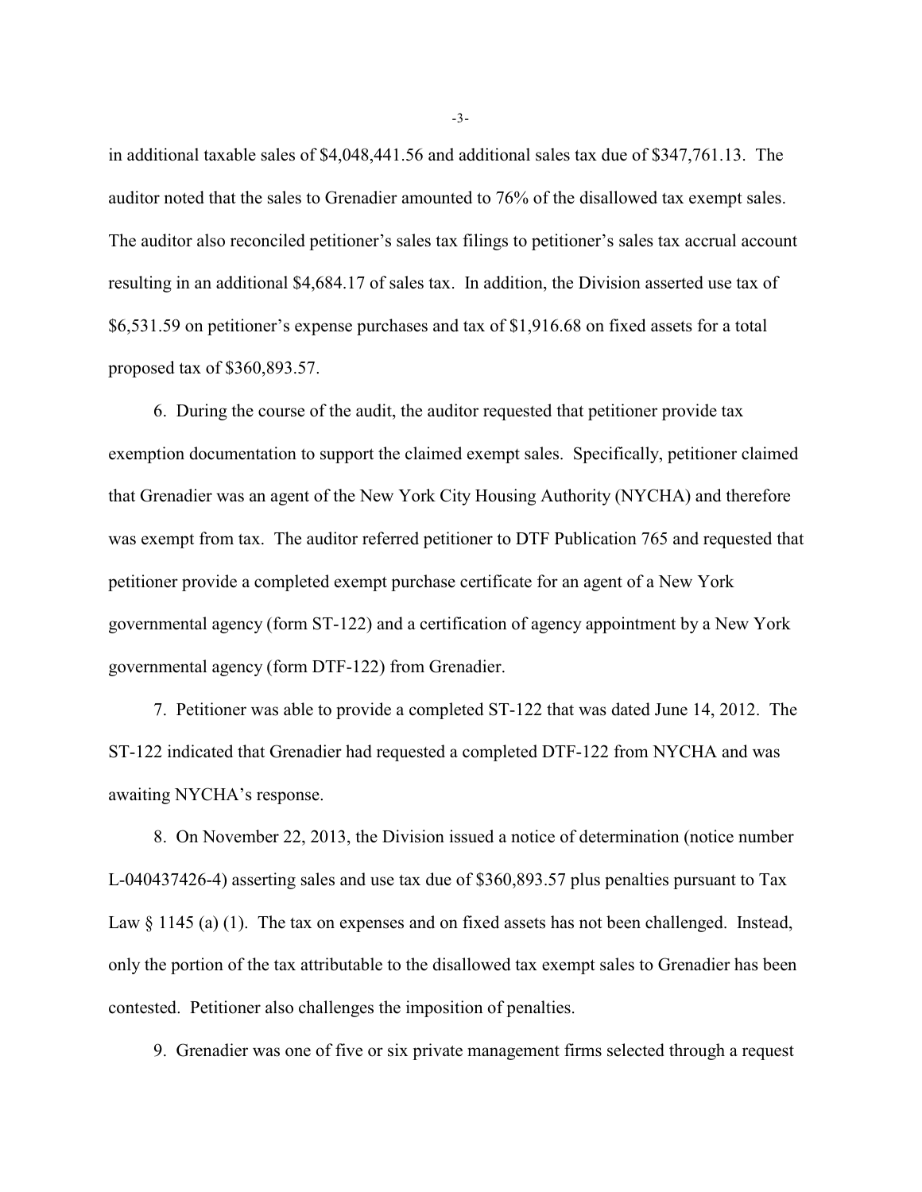in additional taxable sales of $4,048,441.56 and additional sales tax due of $347,761.13. The auditor noted that the sales to Grenadier amounted to 76% of the disallowed tax exempt sales. The auditor also reconciled petitioner's sales tax filings to petitioner's sales tax accrual account resulting in an additional $4,684.17 of sales tax. In addition, the Division asserted use tax of $6,531.59 on petitioner's expense purchases and tax of $1,916.68 on fixed assets for a total proposed tax of $360,893.57.

6. During the course of the audit, the auditor requested that petitioner provide tax exemption documentation to support the claimed exempt sales. Specifically, petitioner claimed that Grenadier was an agent of the New York City Housing Authority (NYCHA) and therefore was exempt from tax. The auditor referred petitioner to DTF Publication 765 and requested that petitioner provide a completed exempt purchase certificate for an agent of a New York governmental agency (form ST-122) and a certification of agency appointment by a New York governmental agency (form DTF-122) from Grenadier.

7. Petitioner was able to provide a completed ST-122 that was dated June 14, 2012. The ST-122 indicated that Grenadier had requested a completed DTF-122 from NYCHA and was awaiting NYCHA's response.

8. On November 22, 2013, the Division issued a notice of determination (notice number L-040437426-4) asserting sales and use tax due of $360,893.57 plus penalties pursuant to Tax Law § 1145 (a) (1). The tax on expenses and on fixed assets has not been challenged. Instead, only the portion of the tax attributable to the disallowed tax exempt sales to Grenadier has been contested. Petitioner also challenges the imposition of penalties.

9. Grenadier was one of five or six private management firms selected through a request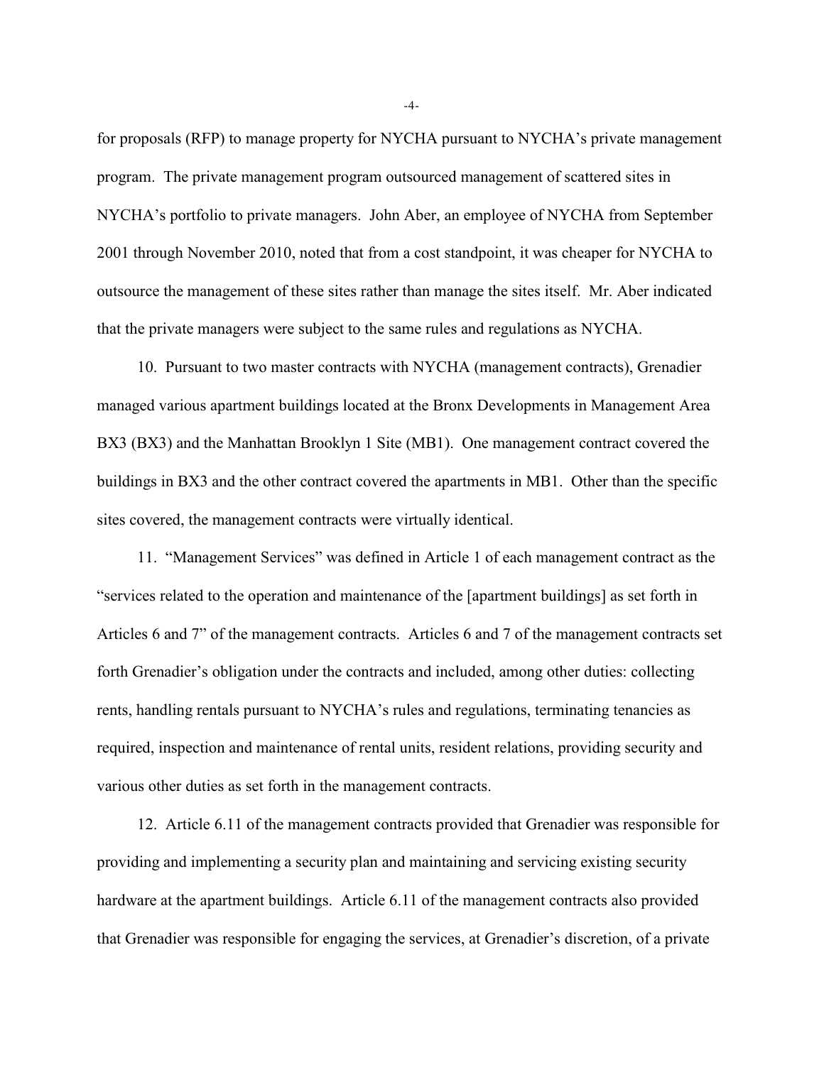for proposals (RFP) to manage property for NYCHA pursuant to NYCHA's private management program. The private management program outsourced management of scattered sites in NYCHA's portfolio to private managers. John Aber, an employee of NYCHA from September 2001 through November 2010, noted that from a cost standpoint, it was cheaper for NYCHA to outsource the management of these sites rather than manage the sites itself. Mr. Aber indicated that the private managers were subject to the same rules and regulations as NYCHA.

10. Pursuant to two master contracts with NYCHA (management contracts), Grenadier managed various apartment buildings located at the Bronx Developments in Management Area BX3 (BX3) and the Manhattan Brooklyn 1 Site (MB1). One management contract covered the buildings in BX3 and the other contract covered the apartments in MB1. Other than the specific sites covered, the management contracts were virtually identical.

11. "Management Services" was defined in Article 1 of each management contract as the "services related to the operation and maintenance of the [apartment buildings] as set forth in Articles 6 and 7" of the management contracts. Articles 6 and 7 of the management contracts set forth Grenadier's obligation under the contracts and included, among other duties: collecting rents, handling rentals pursuant to NYCHA's rules and regulations, terminating tenancies as required, inspection and maintenance of rental units, resident relations, providing security and various other duties as set forth in the management contracts.

12. Article 6.11 of the management contracts provided that Grenadier was responsible for providing and implementing a security plan and maintaining and servicing existing security hardware at the apartment buildings. Article 6.11 of the management contracts also provided that Grenadier was responsible for engaging the services, at Grenadier's discretion, of a private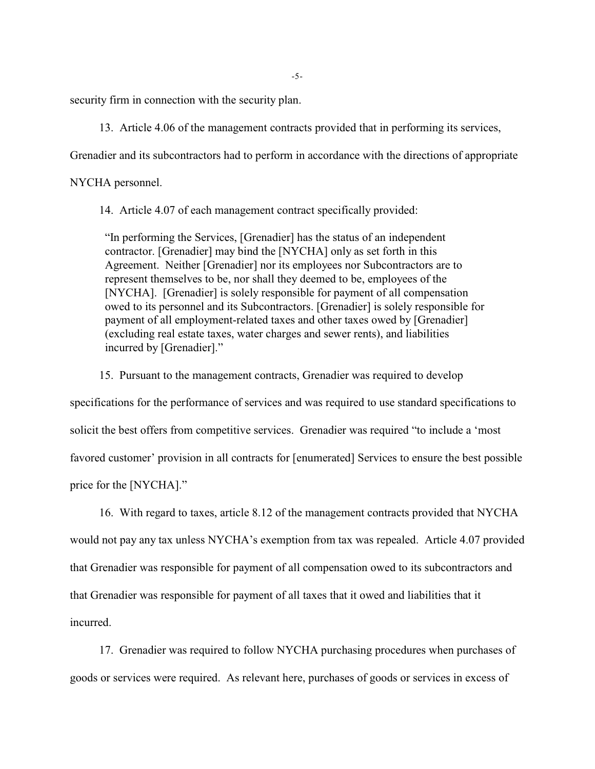security firm in connection with the security plan.

13. Article 4.06 of the management contracts provided that in performing its services, Grenadier and its subcontractors had to perform in accordance with the directions of appropriate NYCHA personnel.

14. Article 4.07 of each management contract specifically provided:

> "In performing the Services, [Grenadier] has the status of an independent contractor. [Grenadier] may bind the [NYCHA] only as set forth in this Agreement. Neither [Grenadier] nor its employees nor Subcontractors are to represent themselves to be, nor shall they deemed to be, employees of the [NYCHA]. [Grenadier] is solely responsible for payment of all compensation owed to its personnel and its Subcontractors. [Grenadier] is solely responsible for payment of all employment-related taxes and other taxes owed by [Grenadier] (excluding real estate taxes, water charges and sewer rents), and liabilities incurred by [Grenadier]."

15. Pursuant to the management contracts, Grenadier was required to develop specifications for the performance of services and was required to use standard specifications to solicit the best offers from competitive services. Grenadier was required "to include a 'most favored customer' provision in all contracts for [enumerated] Services to ensure the best possible price for the [NYCHA]."

16. With regard to taxes, article 8.12 of the management contracts provided that NYCHA would not pay any tax unless NYCHA's exemption from tax was repealed. Article 4.07 provided that Grenadier was responsible for payment of all compensation owed to its subcontractors and that Grenadier was responsible for payment of all taxes that it owed and liabilities that it incurred.

17. Grenadier was required to follow NYCHA purchasing procedures when purchases of goods or services were required. As relevant here, purchases of goods or services in excess of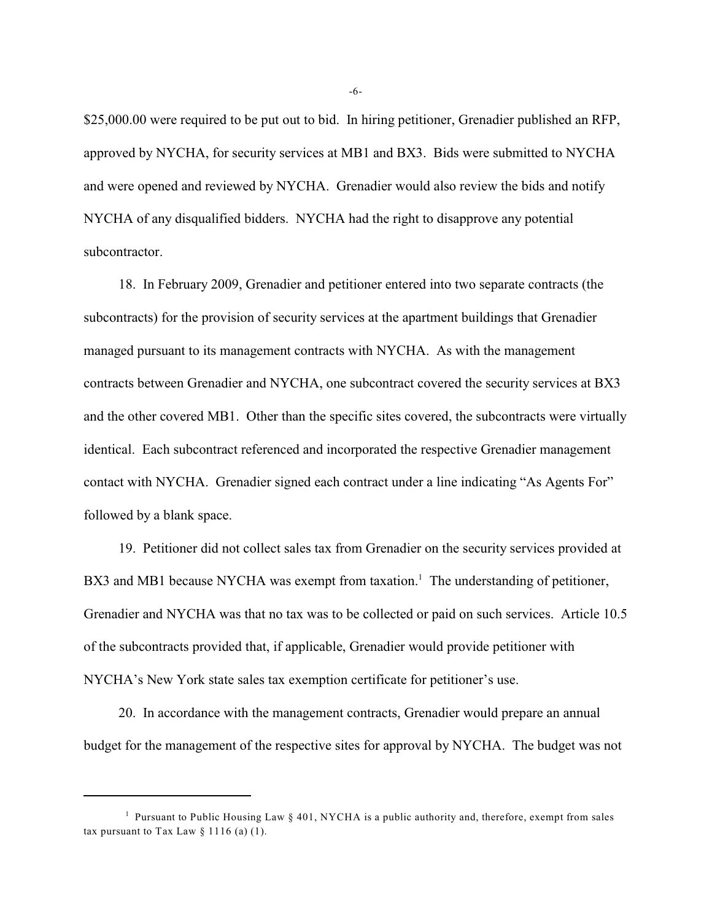$25,000.00 were required to be put out to bid. In hiring petitioner, Grenadier published an RFP, approved by NYCHA, for security services at MB1 and BX3. Bids were submitted to NYCHA and were opened and reviewed by NYCHA. Grenadier would also review the bids and notify NYCHA of any disqualified bidders. NYCHA had the right to disapprove any potential subcontractor.

18. In February 2009, Grenadier and petitioner entered into two separate contracts (the subcontracts) for the provision of security services at the apartment buildings that Grenadier managed pursuant to its management contracts with NYCHA. As with the management contracts between Grenadier and NYCHA, one subcontract covered the security services at BX3 and the other covered MB1. Other than the specific sites covered, the subcontracts were virtually identical. Each subcontract referenced and incorporated the respective Grenadier management contact with NYCHA. Grenadier signed each contract under a line indicating "As Agents For" followed by a blank space.

19. Petitioner did not collect sales tax from Grenadier on the security services provided at BX3 and MB1 because NYCHA was exempt from taxation.[1] The understanding of petitioner, Grenadier and NYCHA was that no tax was to be collected or paid on such services. Article 10.5 of the subcontracts provided that, if applicable, Grenadier would provide petitioner with NYCHA's New York state sales tax exemption certificate for petitioner's use.

20. In accordance with the management contracts, Grenadier would prepare an annual budget for the management of the respective sites for approval by NYCHA. The budget was not

---

[1] Pursuant to Public Housing Law § 401, NYCHA is a public authority and, therefore, exempt from sales tax pursuant to Tax Law § 1116 (a) (1).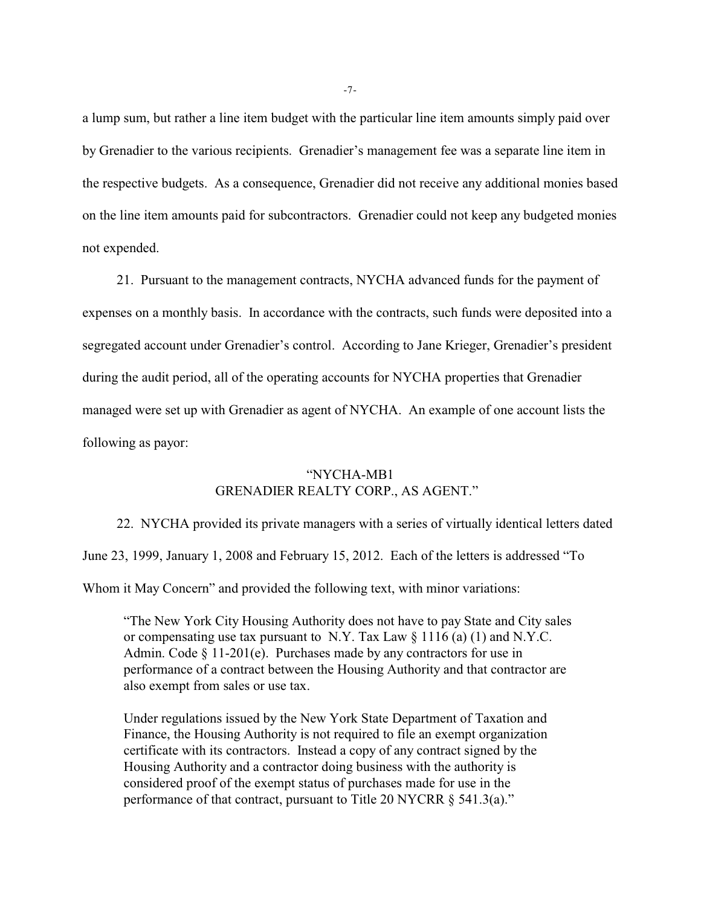a lump sum, but rather a line item budget with the particular line item amounts simply paid over by Grenadier to the various recipients. Grenadier's management fee was a separate line item in the respective budgets. As a consequence, Grenadier did not receive any additional monies based on the line item amounts paid for subcontractors. Grenadier could not keep any budgeted monies not expended.

21. Pursuant to the management contracts, NYCHA advanced funds for the payment of expenses on a monthly basis. In accordance with the contracts, such funds were deposited into a segregated account under Grenadier's control. According to Jane Krieger, Grenadier's president during the audit period, all of the operating accounts for NYCHA properties that Grenadier managed were set up with Grenadier as agent of NYCHA. An example of one account lists the following as payor:

"NYCHA-MB1
GRENADIER REALTY CORP., AS AGENT."

22. NYCHA provided its private managers with a series of virtually identical letters dated June 23, 1999, January 1, 2008 and February 15, 2012. Each of the letters is addressed "To Whom it May Concern" and provided the following text, with minor variations:

> "The New York City Housing Authority does not have to pay State and City sales or compensating use tax pursuant to N.Y. Tax Law § 1116 (a) (1) and N.Y.C. Admin. Code § 11-201(e). Purchases made by any contractors for use in performance of a contract between the Housing Authority and that contractor are also exempt from sales or use tax.
>
> Under regulations issued by the New York State Department of Taxation and Finance, the Housing Authority is not required to file an exempt organization certificate with its contractors. Instead a copy of any contract signed by the Housing Authority and a contractor doing business with the authority is considered proof of the exempt status of purchases made for use in the performance of that contract, pursuant to Title 20 NYCRR § 541.3(a)."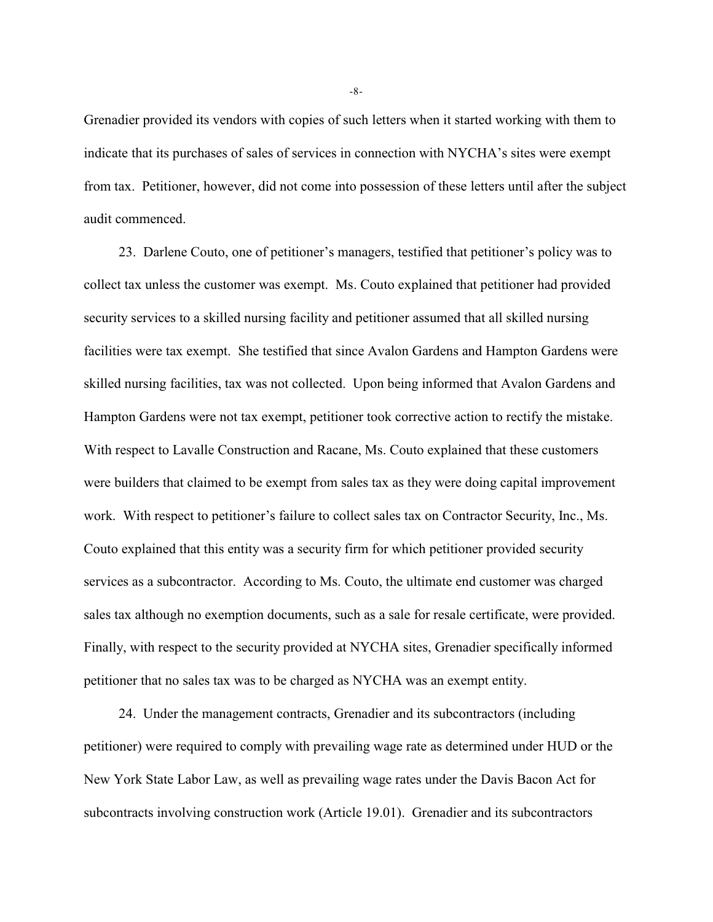Grenadier provided its vendors with copies of such letters when it started working with them to indicate that its purchases of sales of services in connection with NYCHA's sites were exempt from tax. Petitioner, however, did not come into possession of these letters until after the subject audit commenced.

23. Darlene Couto, one of petitioner's managers, testified that petitioner's policy was to collect tax unless the customer was exempt. Ms. Couto explained that petitioner had provided security services to a skilled nursing facility and petitioner assumed that all skilled nursing facilities were tax exempt. She testified that since Avalon Gardens and Hampton Gardens were skilled nursing facilities, tax was not collected. Upon being informed that Avalon Gardens and Hampton Gardens were not tax exempt, petitioner took corrective action to rectify the mistake. With respect to Lavalle Construction and Racane, Ms. Couto explained that these customers were builders that claimed to be exempt from sales tax as they were doing capital improvement work. With respect to petitioner's failure to collect sales tax on Contractor Security, Inc., Ms. Couto explained that this entity was a security firm for which petitioner provided security services as a subcontractor. According to Ms. Couto, the ultimate end customer was charged sales tax although no exemption documents, such as a sale for resale certificate, were provided. Finally, with respect to the security provided at NYCHA sites, Grenadier specifically informed petitioner that no sales tax was to be charged as NYCHA was an exempt entity.

24. Under the management contracts, Grenadier and its subcontractors (including petitioner) were required to comply with prevailing wage rate as determined under HUD or the New York State Labor Law, as well as prevailing wage rates under the Davis Bacon Act for subcontracts involving construction work (Article 19.01). Grenadier and its subcontractors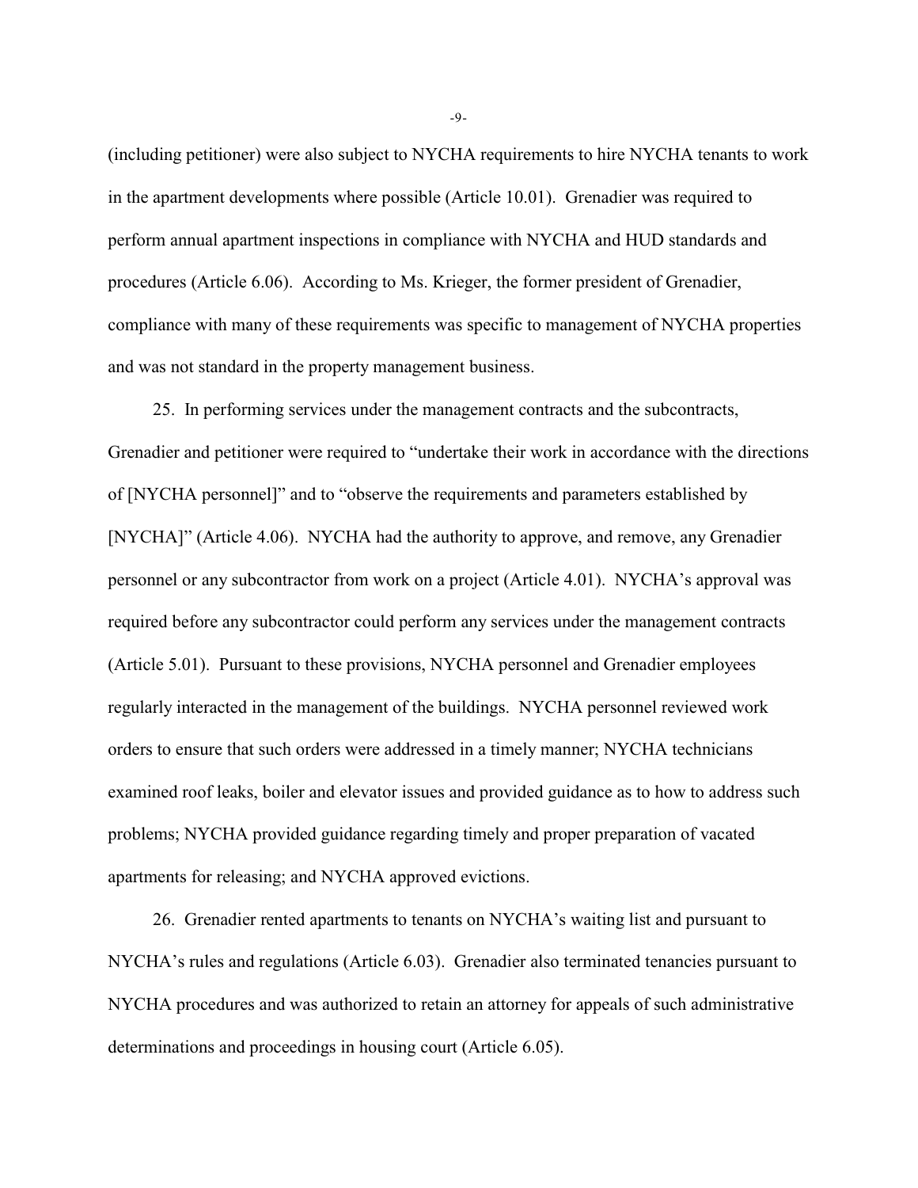(including petitioner) were also subject to NYCHA requirements to hire NYCHA tenants to work in the apartment developments where possible (Article 10.01). Grenadier was required to perform annual apartment inspections in compliance with NYCHA and HUD standards and procedures (Article 6.06). According to Ms. Krieger, the former president of Grenadier, compliance with many of these requirements was specific to management of NYCHA properties and was not standard in the property management business.

25. In performing services under the management contracts and the subcontracts, Grenadier and petitioner were required to "undertake their work in accordance with the directions of [NYCHA personnel]" and to "observe the requirements and parameters established by [NYCHA]" (Article 4.06). NYCHA had the authority to approve, and remove, any Grenadier personnel or any subcontractor from work on a project (Article 4.01). NYCHA's approval was required before any subcontractor could perform any services under the management contracts (Article 5.01). Pursuant to these provisions, NYCHA personnel and Grenadier employees regularly interacted in the management of the buildings. NYCHA personnel reviewed work orders to ensure that such orders were addressed in a timely manner; NYCHA technicians examined roof leaks, boiler and elevator issues and provided guidance as to how to address such problems; NYCHA provided guidance regarding timely and proper preparation of vacated apartments for releasing; and NYCHA approved evictions.

26. Grenadier rented apartments to tenants on NYCHA's waiting list and pursuant to NYCHA's rules and regulations (Article 6.03). Grenadier also terminated tenancies pursuant to NYCHA procedures and was authorized to retain an attorney for appeals of such administrative determinations and proceedings in housing court (Article 6.05).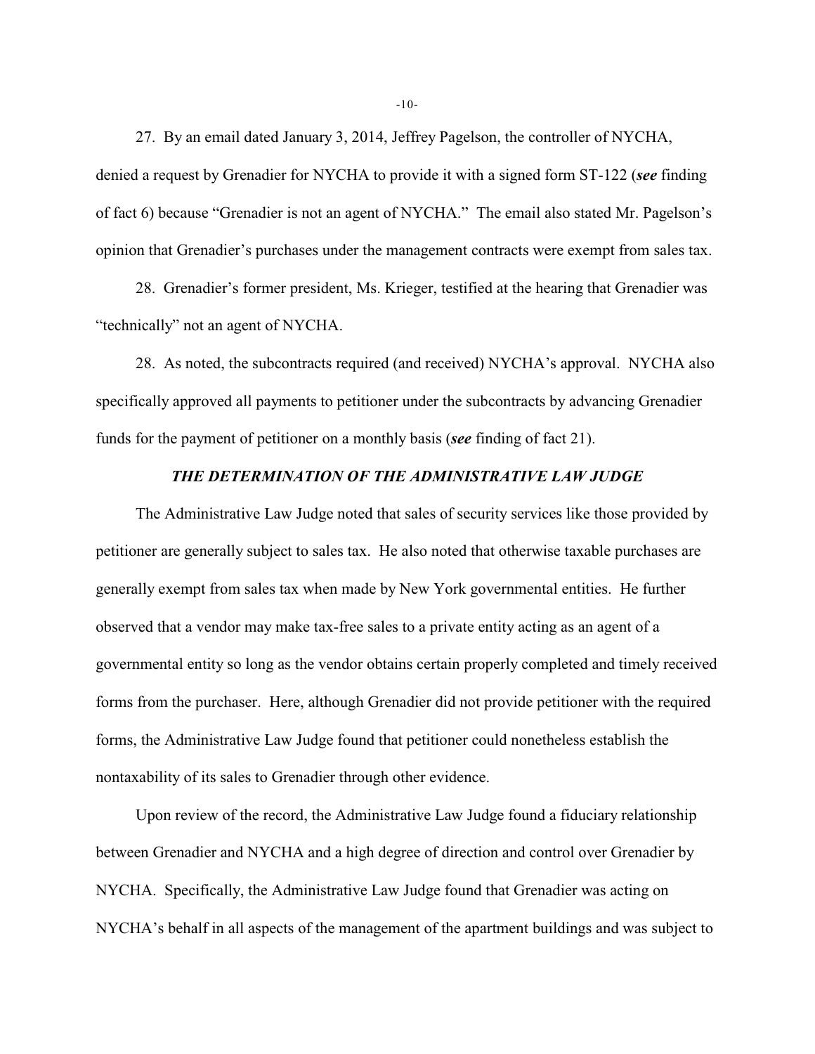27. By an email dated January 3, 2014, Jeffrey Pagelson, the controller of NYCHA, denied a request by Grenadier for NYCHA to provide it with a signed form ST-122 (***see*** finding of fact 6) because "Grenadier is not an agent of NYCHA." The email also stated Mr. Pagelson's opinion that Grenadier's purchases under the management contracts were exempt from sales tax.

28. Grenadier's former president, Ms. Krieger, testified at the hearing that Grenadier was "technically" not an agent of NYCHA.

28. As noted, the subcontracts required (and received) NYCHA's approval. NYCHA also specifically approved all payments to petitioner under the subcontracts by advancing Grenadier funds for the payment of petitioner on a monthly basis (***see*** finding of fact 21).

## *THE DETERMINATION OF THE ADMINISTRATIVE LAW JUDGE*

The Administrative Law Judge noted that sales of security services like those provided by petitioner are generally subject to sales tax. He also noted that otherwise taxable purchases are generally exempt from sales tax when made by New York governmental entities. He further observed that a vendor may make tax-free sales to a private entity acting as an agent of a governmental entity so long as the vendor obtains certain properly completed and timely received forms from the purchaser. Here, although Grenadier did not provide petitioner with the required forms, the Administrative Law Judge found that petitioner could nonetheless establish the nontaxability of its sales to Grenadier through other evidence.

Upon review of the record, the Administrative Law Judge found a fiduciary relationship between Grenadier and NYCHA and a high degree of direction and control over Grenadier by NYCHA. Specifically, the Administrative Law Judge found that Grenadier was acting on NYCHA's behalf in all aspects of the management of the apartment buildings and was subject to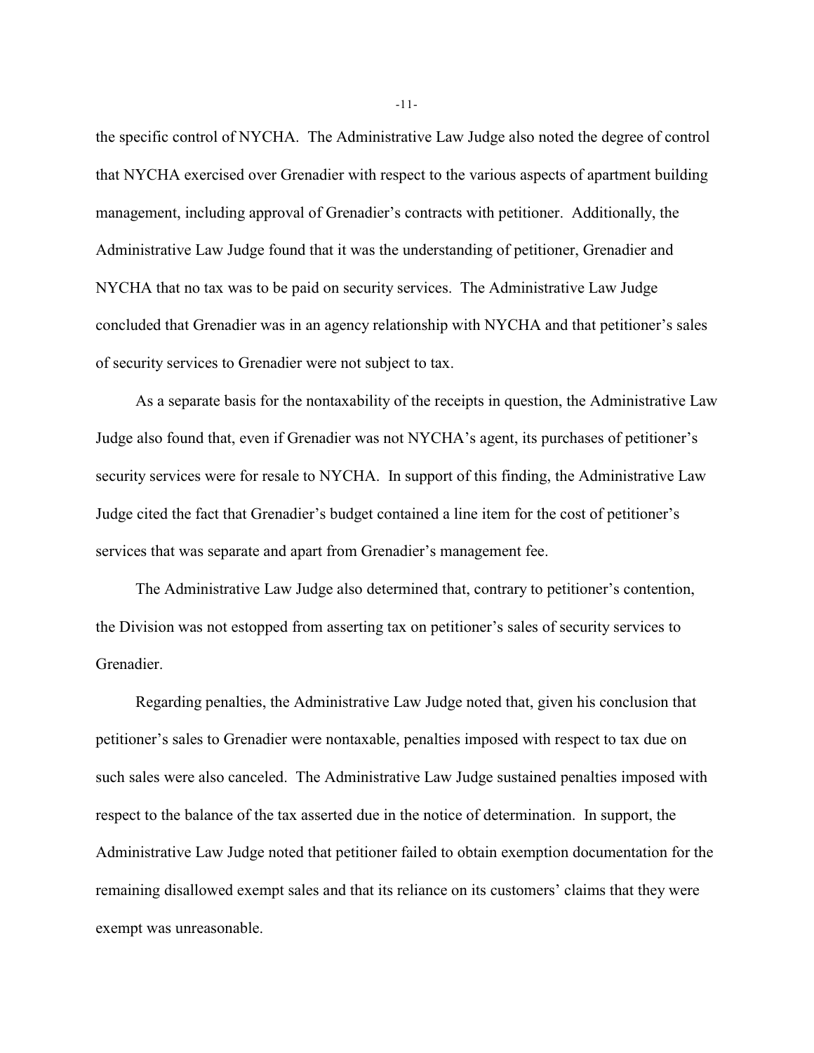the specific control of NYCHA. The Administrative Law Judge also noted the degree of control that NYCHA exercised over Grenadier with respect to the various aspects of apartment building management, including approval of Grenadier's contracts with petitioner. Additionally, the Administrative Law Judge found that it was the understanding of petitioner, Grenadier and NYCHA that no tax was to be paid on security services. The Administrative Law Judge concluded that Grenadier was in an agency relationship with NYCHA and that petitioner's sales of security services to Grenadier were not subject to tax.

As a separate basis for the nontaxability of the receipts in question, the Administrative Law Judge also found that, even if Grenadier was not NYCHA's agent, its purchases of petitioner's security services were for resale to NYCHA. In support of this finding, the Administrative Law Judge cited the fact that Grenadier's budget contained a line item for the cost of petitioner's services that was separate and apart from Grenadier's management fee.

The Administrative Law Judge also determined that, contrary to petitioner's contention, the Division was not estopped from asserting tax on petitioner's sales of security services to Grenadier.

Regarding penalties, the Administrative Law Judge noted that, given his conclusion that petitioner's sales to Grenadier were nontaxable, penalties imposed with respect to tax due on such sales were also canceled. The Administrative Law Judge sustained penalties imposed with respect to the balance of the tax asserted due in the notice of determination. In support, the Administrative Law Judge noted that petitioner failed to obtain exemption documentation for the remaining disallowed exempt sales and that its reliance on its customers' claims that they were exempt was unreasonable.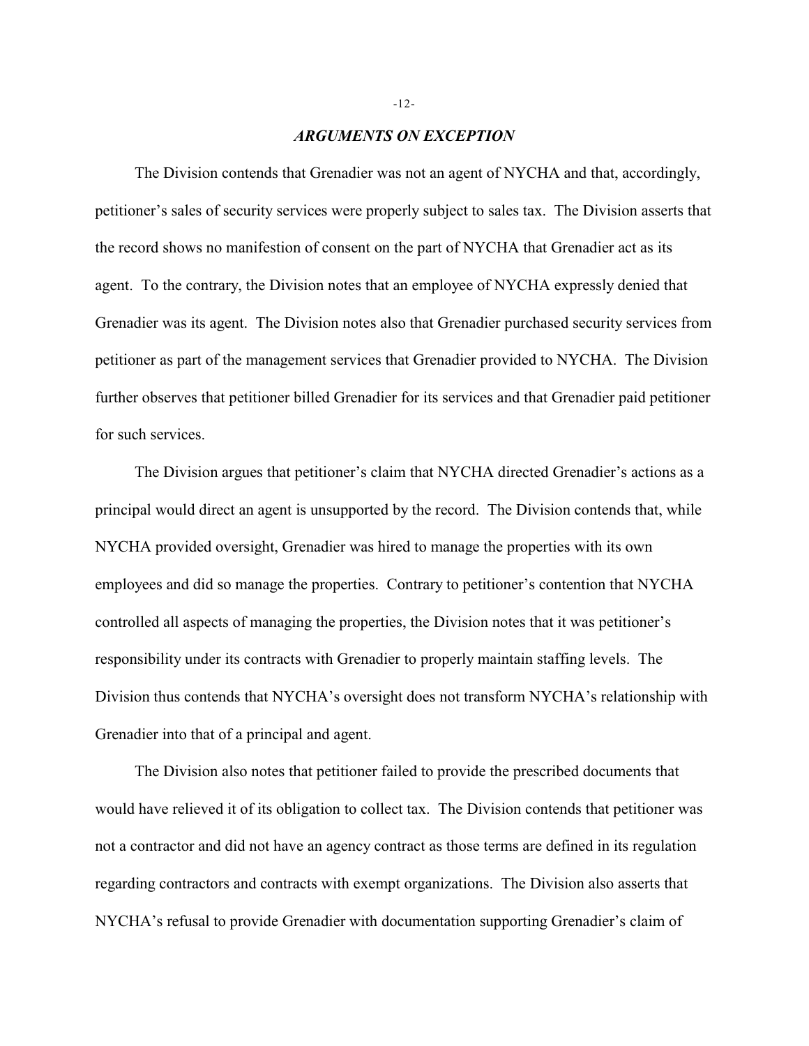### *ARGUMENTS ON EXCEPTION*

The Division contends that Grenadier was not an agent of NYCHA and that, accordingly, petitioner's sales of security services were properly subject to sales tax. The Division asserts that the record shows no manifestion of consent on the part of NYCHA that Grenadier act as its agent. To the contrary, the Division notes that an employee of NYCHA expressly denied that Grenadier was its agent. The Division notes also that Grenadier purchased security services from petitioner as part of the management services that Grenadier provided to NYCHA. The Division further observes that petitioner billed Grenadier for its services and that Grenadier paid petitioner for such services.

The Division argues that petitioner's claim that NYCHA directed Grenadier's actions as a principal would direct an agent is unsupported by the record. The Division contends that, while NYCHA provided oversight, Grenadier was hired to manage the properties with its own employees and did so manage the properties. Contrary to petitioner's contention that NYCHA controlled all aspects of managing the properties, the Division notes that it was petitioner's responsibility under its contracts with Grenadier to properly maintain staffing levels. The Division thus contends that NYCHA's oversight does not transform NYCHA's relationship with Grenadier into that of a principal and agent.

The Division also notes that petitioner failed to provide the prescribed documents that would have relieved it of its obligation to collect tax. The Division contends that petitioner was not a contractor and did not have an agency contract as those terms are defined in its regulation regarding contractors and contracts with exempt organizations. The Division also asserts that NYCHA's refusal to provide Grenadier with documentation supporting Grenadier's claim of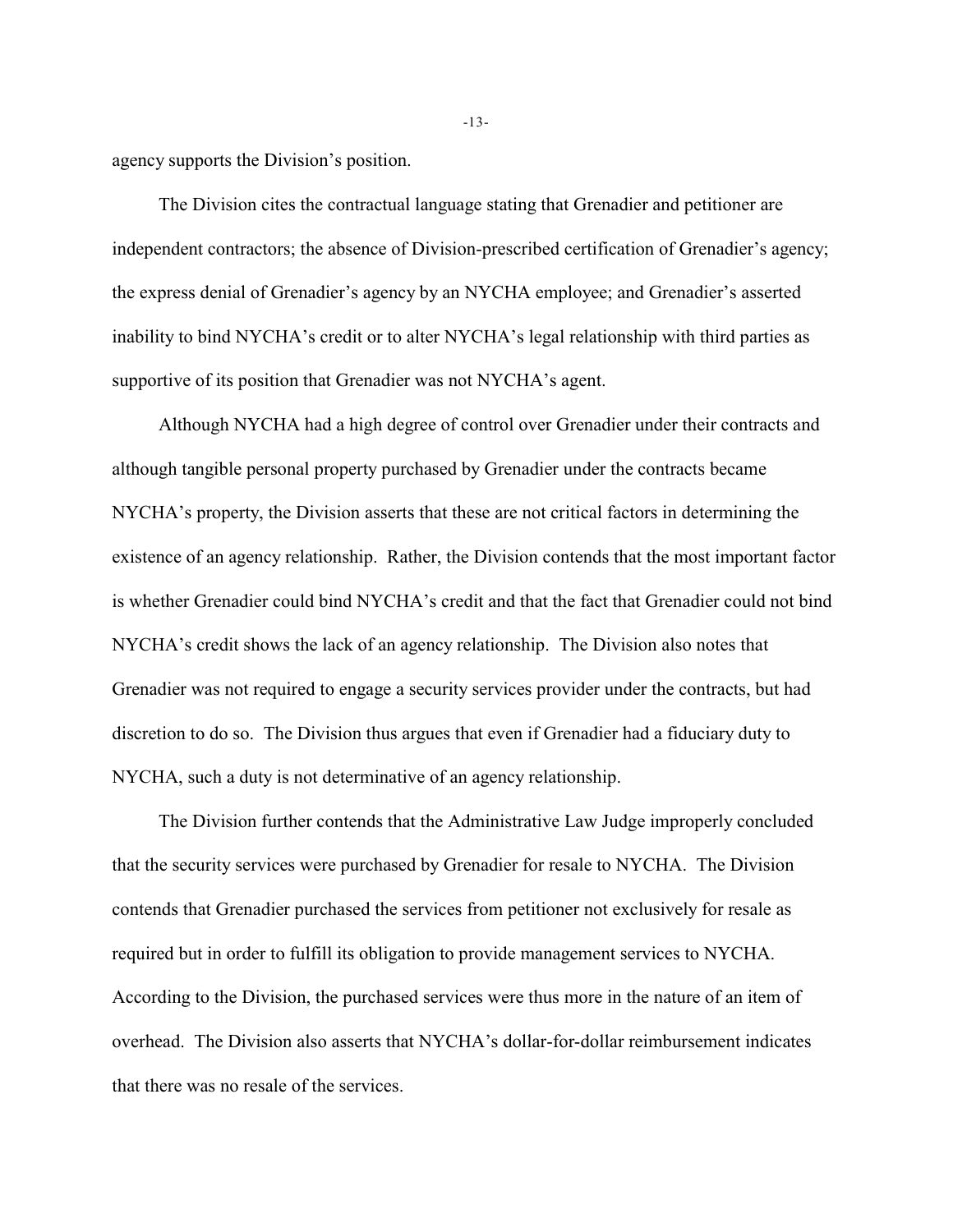agency supports the Division's position.

The Division cites the contractual language stating that Grenadier and petitioner are independent contractors; the absence of Division-prescribed certification of Grenadier's agency; the express denial of Grenadier's agency by an NYCHA employee; and Grenadier's asserted inability to bind NYCHA's credit or to alter NYCHA's legal relationship with third parties as supportive of its position that Grenadier was not NYCHA's agent.

Although NYCHA had a high degree of control over Grenadier under their contracts and although tangible personal property purchased by Grenadier under the contracts became NYCHA's property, the Division asserts that these are not critical factors in determining the existence of an agency relationship. Rather, the Division contends that the most important factor is whether Grenadier could bind NYCHA's credit and that the fact that Grenadier could not bind NYCHA's credit shows the lack of an agency relationship. The Division also notes that Grenadier was not required to engage a security services provider under the contracts, but had discretion to do so. The Division thus argues that even if Grenadier had a fiduciary duty to NYCHA, such a duty is not determinative of an agency relationship.

The Division further contends that the Administrative Law Judge improperly concluded that the security services were purchased by Grenadier for resale to NYCHA. The Division contends that Grenadier purchased the services from petitioner not exclusively for resale as required but in order to fulfill its obligation to provide management services to NYCHA. According to the Division, the purchased services were thus more in the nature of an item of overhead. The Division also asserts that NYCHA's dollar-for-dollar reimbursement indicates that there was no resale of the services.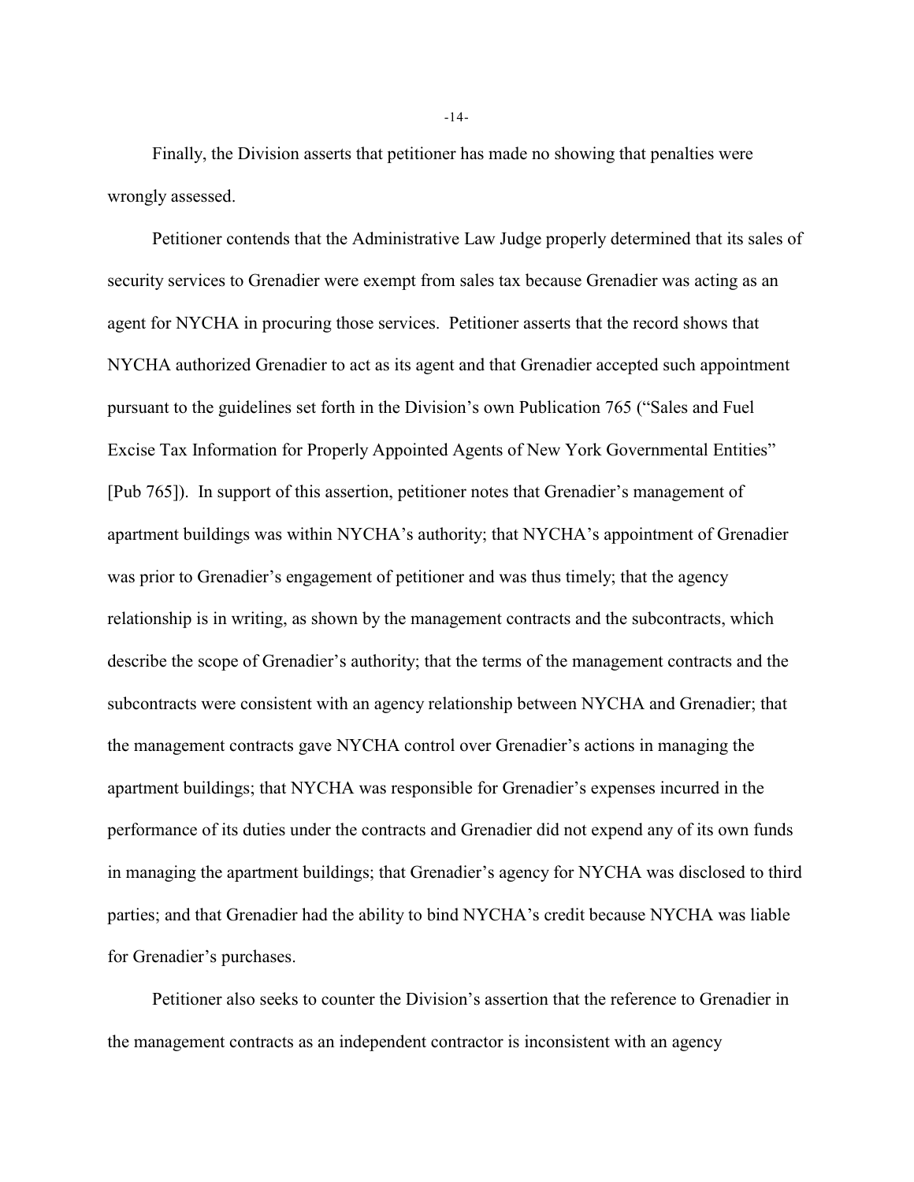Finally, the Division asserts that petitioner has made no showing that penalties were wrongly assessed.

Petitioner contends that the Administrative Law Judge properly determined that its sales of security services to Grenadier were exempt from sales tax because Grenadier was acting as an agent for NYCHA in procuring those services. Petitioner asserts that the record shows that NYCHA authorized Grenadier to act as its agent and that Grenadier accepted such appointment pursuant to the guidelines set forth in the Division's own Publication 765 ("Sales and Fuel Excise Tax Information for Properly Appointed Agents of New York Governmental Entities" [Pub 765]). In support of this assertion, petitioner notes that Grenadier's management of apartment buildings was within NYCHA's authority; that NYCHA's appointment of Grenadier was prior to Grenadier's engagement of petitioner and was thus timely; that the agency relationship is in writing, as shown by the management contracts and the subcontracts, which describe the scope of Grenadier's authority; that the terms of the management contracts and the subcontracts were consistent with an agency relationship between NYCHA and Grenadier; that the management contracts gave NYCHA control over Grenadier's actions in managing the apartment buildings; that NYCHA was responsible for Grenadier's expenses incurred in the performance of its duties under the contracts and Grenadier did not expend any of its own funds in managing the apartment buildings; that Grenadier's agency for NYCHA was disclosed to third parties; and that Grenadier had the ability to bind NYCHA's credit because NYCHA was liable for Grenadier's purchases.

Petitioner also seeks to counter the Division's assertion that the reference to Grenadier in the management contracts as an independent contractor is inconsistent with an agency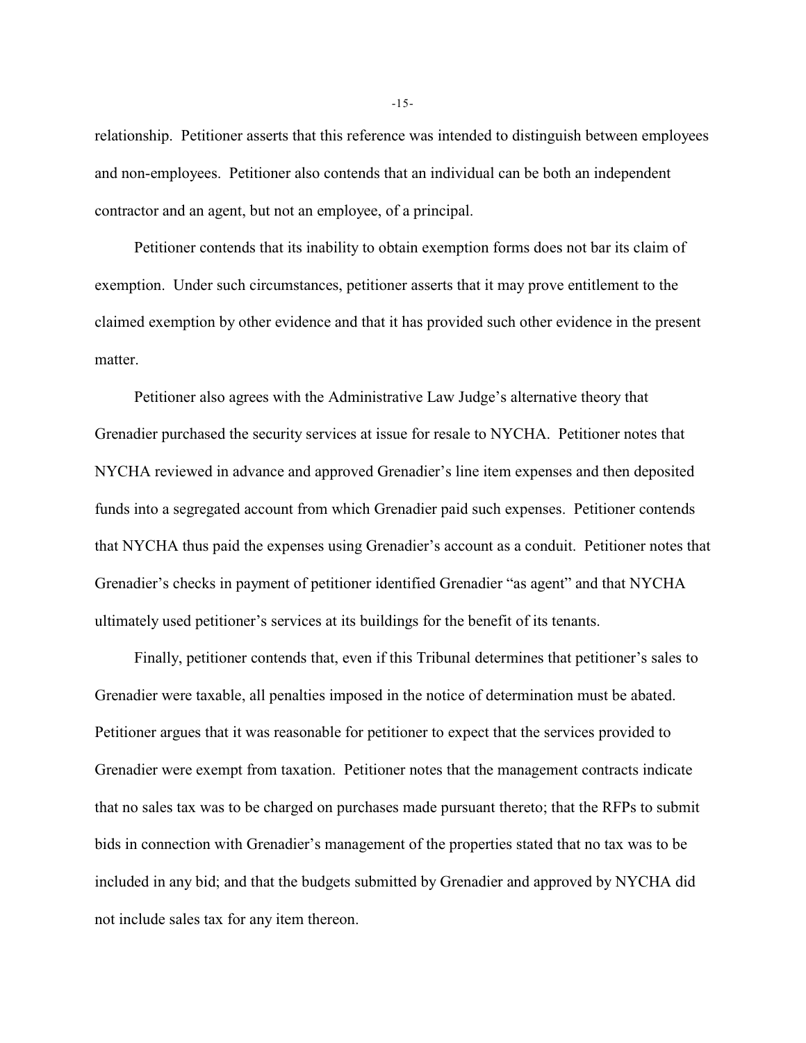relationship. Petitioner asserts that this reference was intended to distinguish between employees and non-employees. Petitioner also contends that an individual can be both an independent contractor and an agent, but not an employee, of a principal.

Petitioner contends that its inability to obtain exemption forms does not bar its claim of exemption. Under such circumstances, petitioner asserts that it may prove entitlement to the claimed exemption by other evidence and that it has provided such other evidence in the present matter.

Petitioner also agrees with the Administrative Law Judge's alternative theory that Grenadier purchased the security services at issue for resale to NYCHA. Petitioner notes that NYCHA reviewed in advance and approved Grenadier's line item expenses and then deposited funds into a segregated account from which Grenadier paid such expenses. Petitioner contends that NYCHA thus paid the expenses using Grenadier's account as a conduit. Petitioner notes that Grenadier's checks in payment of petitioner identified Grenadier "as agent" and that NYCHA ultimately used petitioner's services at its buildings for the benefit of its tenants.

Finally, petitioner contends that, even if this Tribunal determines that petitioner's sales to Grenadier were taxable, all penalties imposed in the notice of determination must be abated. Petitioner argues that it was reasonable for petitioner to expect that the services provided to Grenadier were exempt from taxation. Petitioner notes that the management contracts indicate that no sales tax was to be charged on purchases made pursuant thereto; that the RFPs to submit bids in connection with Grenadier's management of the properties stated that no tax was to be included in any bid; and that the budgets submitted by Grenadier and approved by NYCHA did not include sales tax for any item thereon.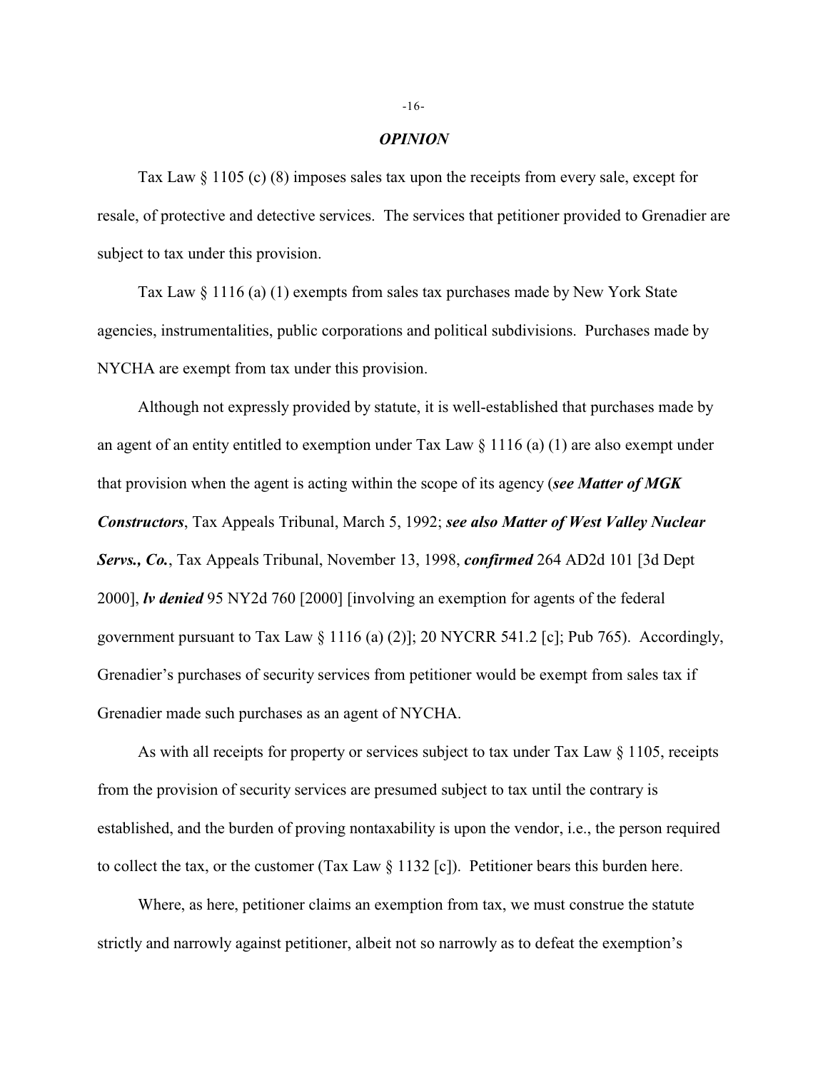### *OPINION*

Tax Law § 1105 (c) (8) imposes sales tax upon the receipts from every sale, except for resale, of protective and detective services. The services that petitioner provided to Grenadier are subject to tax under this provision.

Tax Law § 1116 (a) (1) exempts from sales tax purchases made by New York State agencies, instrumentalities, public corporations and political subdivisions. Purchases made by NYCHA are exempt from tax under this provision.

Although not expressly provided by statute, it is well-established that purchases made by an agent of an entity entitled to exemption under Tax Law § 1116 (a) (1) are also exempt under that provision when the agent is acting within the scope of its agency (***see Matter of MGK Constructors***, Tax Appeals Tribunal, March 5, 1992; ***see also Matter of West Valley Nuclear Servs., Co.***, Tax Appeals Tribunal, November 13, 1998, ***confirmed*** 264 AD2d 101 [3d Dept 2000], ***lv denied*** 95 NY2d 760 [2000] [involving an exemption for agents of the federal government pursuant to Tax Law § 1116 (a) (2)]; 20 NYCRR 541.2 [c]; Pub 765). Accordingly, Grenadier's purchases of security services from petitioner would be exempt from sales tax if Grenadier made such purchases as an agent of NYCHA.

As with all receipts for property or services subject to tax under Tax Law § 1105, receipts from the provision of security services are presumed subject to tax until the contrary is established, and the burden of proving nontaxability is upon the vendor, i.e., the person required to collect the tax, or the customer (Tax Law § 1132 [c]). Petitioner bears this burden here.

Where, as here, petitioner claims an exemption from tax, we must construe the statute strictly and narrowly against petitioner, albeit not so narrowly as to defeat the exemption's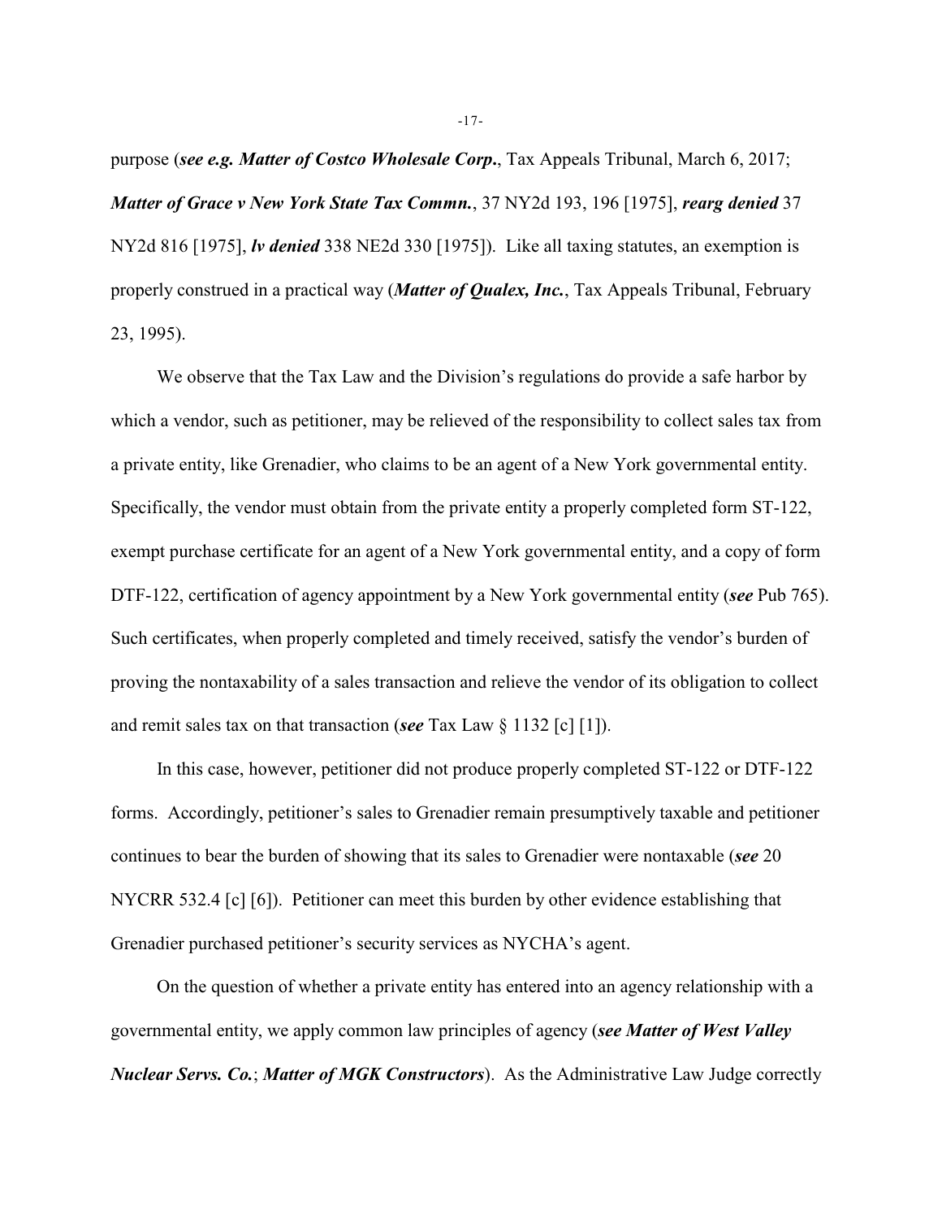purpose (***see e.g. Matter of Costco Wholesale Corp.***, Tax Appeals Tribunal, March 6, 2017; ***Matter of Grace v New York State Tax Commn.***, 37 NY2d 193, 196 [1975], ***rearg denied*** 37 NY2d 816 [1975], ***lv denied*** 338 NE2d 330 [1975]). Like all taxing statutes, an exemption is properly construed in a practical way (***Matter of Qualex, Inc.***, Tax Appeals Tribunal, February 23, 1995).

We observe that the Tax Law and the Division's regulations do provide a safe harbor by which a vendor, such as petitioner, may be relieved of the responsibility to collect sales tax from a private entity, like Grenadier, who claims to be an agent of a New York governmental entity. Specifically, the vendor must obtain from the private entity a properly completed form ST-122, exempt purchase certificate for an agent of a New York governmental entity, and a copy of form DTF-122, certification of agency appointment by a New York governmental entity (***see*** Pub 765). Such certificates, when properly completed and timely received, satisfy the vendor's burden of proving the nontaxability of a sales transaction and relieve the vendor of its obligation to collect and remit sales tax on that transaction (***see*** Tax Law § 1132 [c] [1]).

In this case, however, petitioner did not produce properly completed ST-122 or DTF-122 forms. Accordingly, petitioner's sales to Grenadier remain presumptively taxable and petitioner continues to bear the burden of showing that its sales to Grenadier were nontaxable (***see*** 20 NYCRR 532.4 [c] [6]). Petitioner can meet this burden by other evidence establishing that Grenadier purchased petitioner's security services as NYCHA's agent.

On the question of whether a private entity has entered into an agency relationship with a governmental entity, we apply common law principles of agency (***see Matter of West Valley Nuclear Servs. Co.***; ***Matter of MGK Constructors***). As the Administrative Law Judge correctly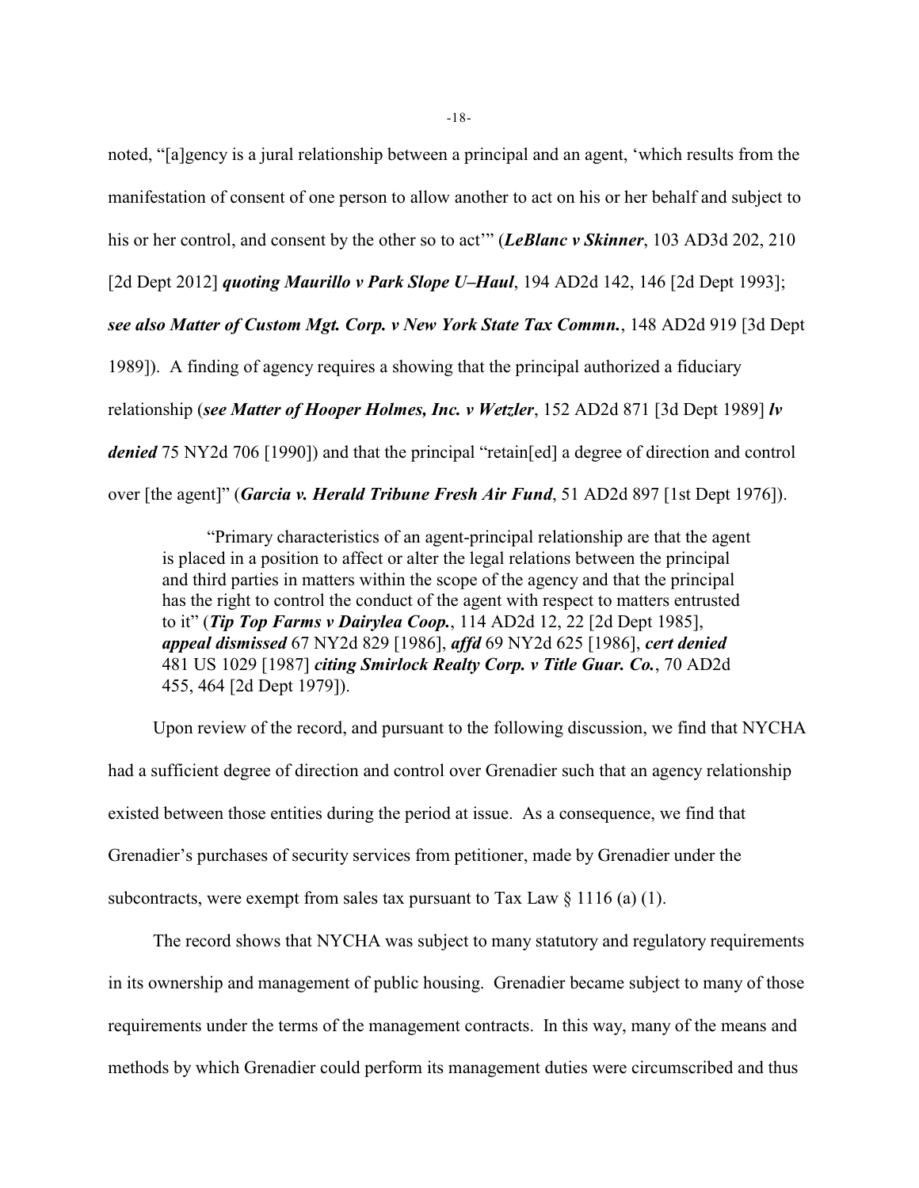noted, "[a]gency is a jural relationship between a principal and an agent, 'which results from the manifestation of consent of one person to allow another to act on his or her behalf and subject to his or her control, and consent by the other so to act'" (***LeBlanc v Skinner***, 103 AD3d 202, 210 [2d Dept 2012] ***quoting Maurillo v Park Slope U–Haul***, 194 AD2d 142, 146 [2d Dept 1993]; ***see also Matter of Custom Mgt. Corp. v New York State Tax Commn.***, 148 AD2d 919 [3d Dept 1989]). A finding of agency requires a showing that the principal authorized a fiduciary relationship (***see Matter of Hooper Holmes, Inc. v Wetzler***, 152 AD2d 871 [3d Dept 1989] ***lv denied*** 75 NY2d 706 [1990]) and that the principal "retain[ed] a degree of direction and control over [the agent]" (***Garcia v. Herald Tribune Fresh Air Fund***, 51 AD2d 897 [1st Dept 1976]).

> "Primary characteristics of an agent-principal relationship are that the agent is placed in a position to affect or alter the legal relations between the principal and third parties in matters within the scope of the agency and that the principal has the right to control the conduct of the agent with respect to matters entrusted to it" (***Tip Top Farms v Dairylea Coop.***, 114 AD2d 12, 22 [2d Dept 1985], ***appeal dismissed*** 67 NY2d 829 [1986], ***affd*** 69 NY2d 625 [1986], ***cert denied*** 481 US 1029 [1987] ***citing Smirlock Realty Corp. v Title Guar. Co.***, 70 AD2d 455, 464 [2d Dept 1979]).

Upon review of the record, and pursuant to the following discussion, we find that NYCHA had a sufficient degree of direction and control over Grenadier such that an agency relationship existed between those entities during the period at issue. As a consequence, we find that Grenadier's purchases of security services from petitioner, made by Grenadier under the subcontracts, were exempt from sales tax pursuant to Tax Law § 1116 (a) (1).

The record shows that NYCHA was subject to many statutory and regulatory requirements in its ownership and management of public housing. Grenadier became subject to many of those requirements under the terms of the management contracts. In this way, many of the means and methods by which Grenadier could perform its management duties were circumscribed and thus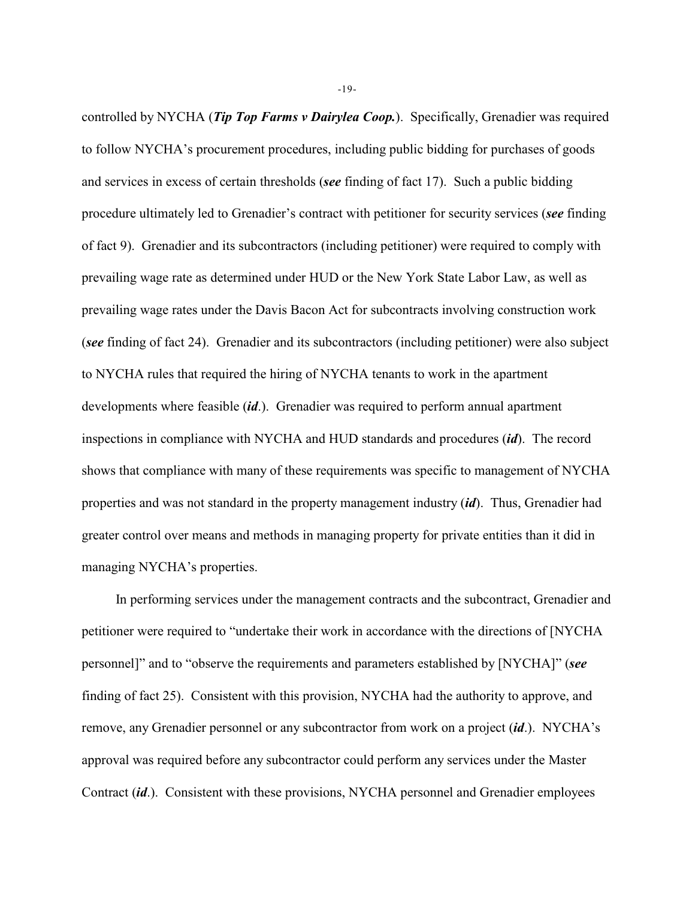controlled by NYCHA (***Tip Top Farms v Dairylea Coop.***). Specifically, Grenadier was required to follow NYCHA's procurement procedures, including public bidding for purchases of goods and services in excess of certain thresholds (***see*** finding of fact 17). Such a public bidding procedure ultimately led to Grenadier's contract with petitioner for security services (***see*** finding of fact 9). Grenadier and its subcontractors (including petitioner) were required to comply with prevailing wage rate as determined under HUD or the New York State Labor Law, as well as prevailing wage rates under the Davis Bacon Act for subcontracts involving construction work (***see*** finding of fact 24). Grenadier and its subcontractors (including petitioner) were also subject to NYCHA rules that required the hiring of NYCHA tenants to work in the apartment developments where feasible (***id***.). Grenadier was required to perform annual apartment inspections in compliance with NYCHA and HUD standards and procedures (***id***). The record shows that compliance with many of these requirements was specific to management of NYCHA properties and was not standard in the property management industry (***id***). Thus, Grenadier had greater control over means and methods in managing property for private entities than it did in managing NYCHA's properties.

In performing services under the management contracts and the subcontract, Grenadier and petitioner were required to "undertake their work in accordance with the directions of [NYCHA personnel]" and to "observe the requirements and parameters established by [NYCHA]" (***see*** finding of fact 25). Consistent with this provision, NYCHA had the authority to approve, and remove, any Grenadier personnel or any subcontractor from work on a project (***id***.). NYCHA's approval was required before any subcontractor could perform any services under the Master Contract (***id***.). Consistent with these provisions, NYCHA personnel and Grenadier employees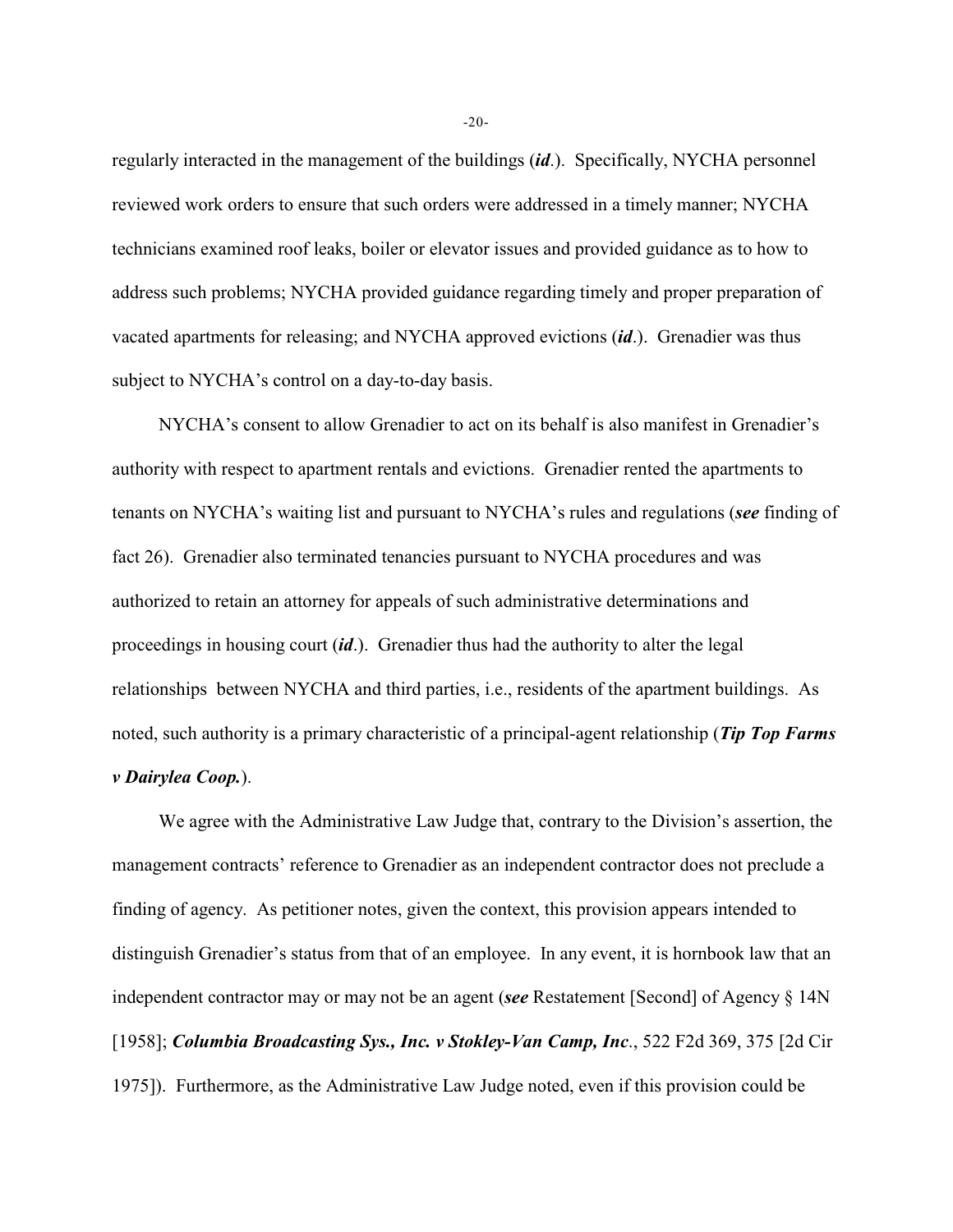regularly interacted in the management of the buildings (***id***.). Specifically, NYCHA personnel reviewed work orders to ensure that such orders were addressed in a timely manner; NYCHA technicians examined roof leaks, boiler or elevator issues and provided guidance as to how to address such problems; NYCHA provided guidance regarding timely and proper preparation of vacated apartments for releasing; and NYCHA approved evictions (***id***.). Grenadier was thus subject to NYCHA's control on a day-to-day basis.

NYCHA's consent to allow Grenadier to act on its behalf is also manifest in Grenadier's authority with respect to apartment rentals and evictions. Grenadier rented the apartments to tenants on NYCHA's waiting list and pursuant to NYCHA's rules and regulations (***see*** finding of fact 26). Grenadier also terminated tenancies pursuant to NYCHA procedures and was authorized to retain an attorney for appeals of such administrative determinations and proceedings in housing court (***id***.). Grenadier thus had the authority to alter the legal relationships between NYCHA and third parties, i.e., residents of the apartment buildings. As noted, such authority is a primary characteristic of a principal-agent relationship (***Tip Top Farms v Dairylea Coop.***).

We agree with the Administrative Law Judge that, contrary to the Division's assertion, the management contracts' reference to Grenadier as an independent contractor does not preclude a finding of agency. As petitioner notes, given the context, this provision appears intended to distinguish Grenadier's status from that of an employee. In any event, it is hornbook law that an independent contractor may or may not be an agent (***see*** Restatement [Second] of Agency § 14N [1958]; ***Columbia Broadcasting Sys., Inc. v Stokley-Van Camp, Inc***., 522 F2d 369, 375 [2d Cir 1975]). Furthermore, as the Administrative Law Judge noted, even if this provision could be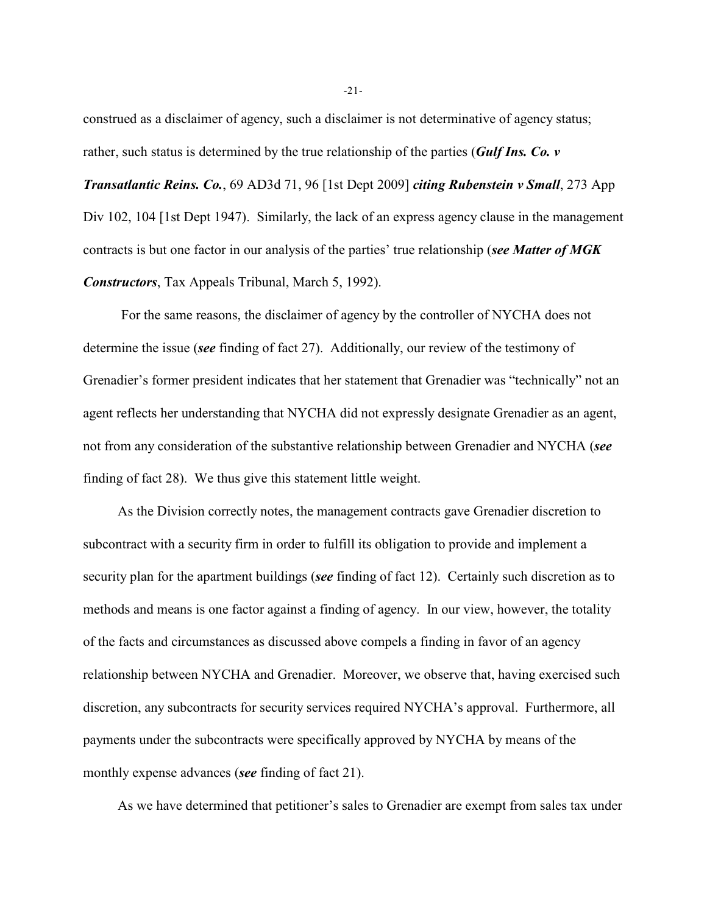construed as a disclaimer of agency, such a disclaimer is not determinative of agency status; rather, such status is determined by the true relationship of the parties (***Gulf Ins. Co. v Transatlantic Reins. Co.***, 69 AD3d 71, 96 [1st Dept 2009] ***citing Rubenstein v Small***, 273 App Div 102, 104 [1st Dept 1947). Similarly, the lack of an express agency clause in the management contracts is but one factor in our analysis of the parties' true relationship (***see Matter of MGK Constructors***, Tax Appeals Tribunal, March 5, 1992).

For the same reasons, the disclaimer of agency by the controller of NYCHA does not determine the issue (***see*** finding of fact 27). Additionally, our review of the testimony of Grenadier's former president indicates that her statement that Grenadier was "technically" not an agent reflects her understanding that NYCHA did not expressly designate Grenadier as an agent, not from any consideration of the substantive relationship between Grenadier and NYCHA (***see*** finding of fact 28). We thus give this statement little weight.

As the Division correctly notes, the management contracts gave Grenadier discretion to subcontract with a security firm in order to fulfill its obligation to provide and implement a security plan for the apartment buildings (***see*** finding of fact 12). Certainly such discretion as to methods and means is one factor against a finding of agency. In our view, however, the totality of the facts and circumstances as discussed above compels a finding in favor of an agency relationship between NYCHA and Grenadier. Moreover, we observe that, having exercised such discretion, any subcontracts for security services required NYCHA's approval. Furthermore, all payments under the subcontracts were specifically approved by NYCHA by means of the monthly expense advances (***see*** finding of fact 21).

As we have determined that petitioner's sales to Grenadier are exempt from sales tax under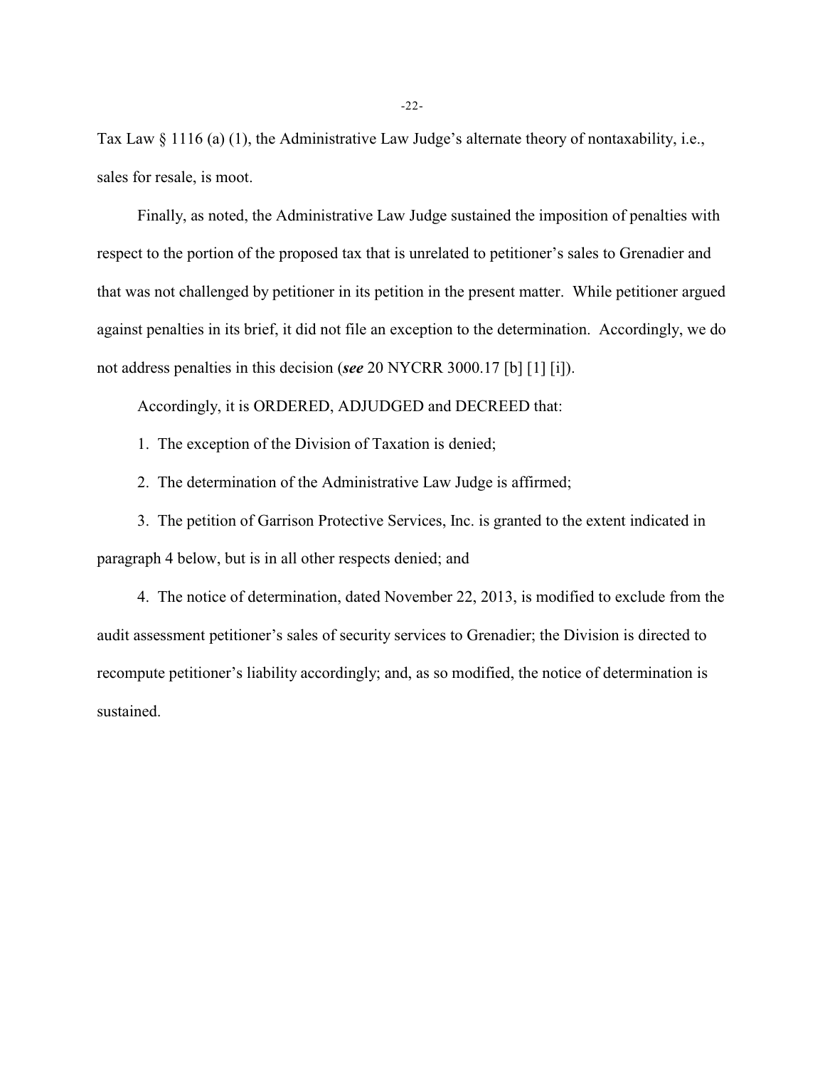Tax Law § 1116 (a) (1), the Administrative Law Judge's alternate theory of nontaxability, i.e., sales for resale, is moot.

Finally, as noted, the Administrative Law Judge sustained the imposition of penalties with respect to the portion of the proposed tax that is unrelated to petitioner's sales to Grenadier and that was not challenged by petitioner in its petition in the present matter. While petitioner argued against penalties in its brief, it did not file an exception to the determination. Accordingly, we do not address penalties in this decision (***see*** 20 NYCRR 3000.17 [b] [1] [i]).

Accordingly, it is ORDERED, ADJUDGED and DECREED that:

1. The exception of the Division of Taxation is denied;

2. The determination of the Administrative Law Judge is affirmed;

3. The petition of Garrison Protective Services, Inc. is granted to the extent indicated in paragraph 4 below, but is in all other respects denied; and

4. The notice of determination, dated November 22, 2013, is modified to exclude from the audit assessment petitioner's sales of security services to Grenadier; the Division is directed to recompute petitioner's liability accordingly; and, as so modified, the notice of determination is sustained.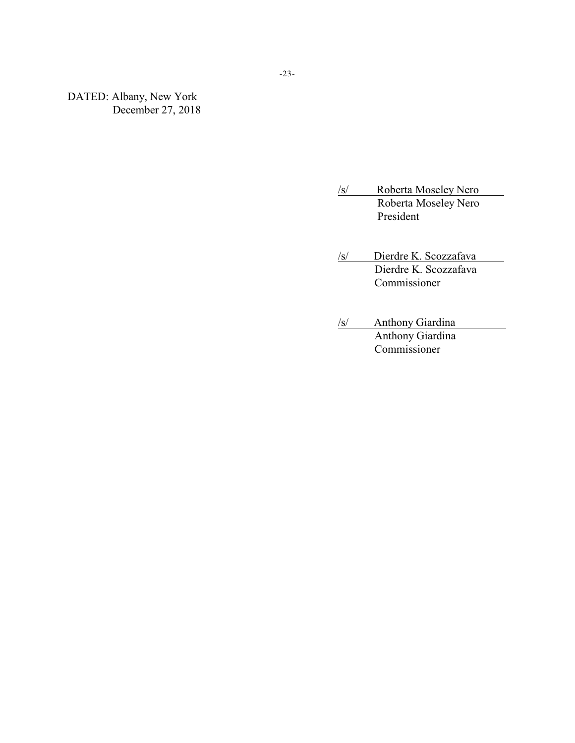DATED: Albany, New York
December 27, 2018

/s/ Roberta Moseley Nero
Roberta Moseley Nero
President

/s/ Dierdre K. Scozzafava
Dierdre K. Scozzafava
Commissioner

/s/ Anthony Giardina
Anthony Giardina
Commissioner